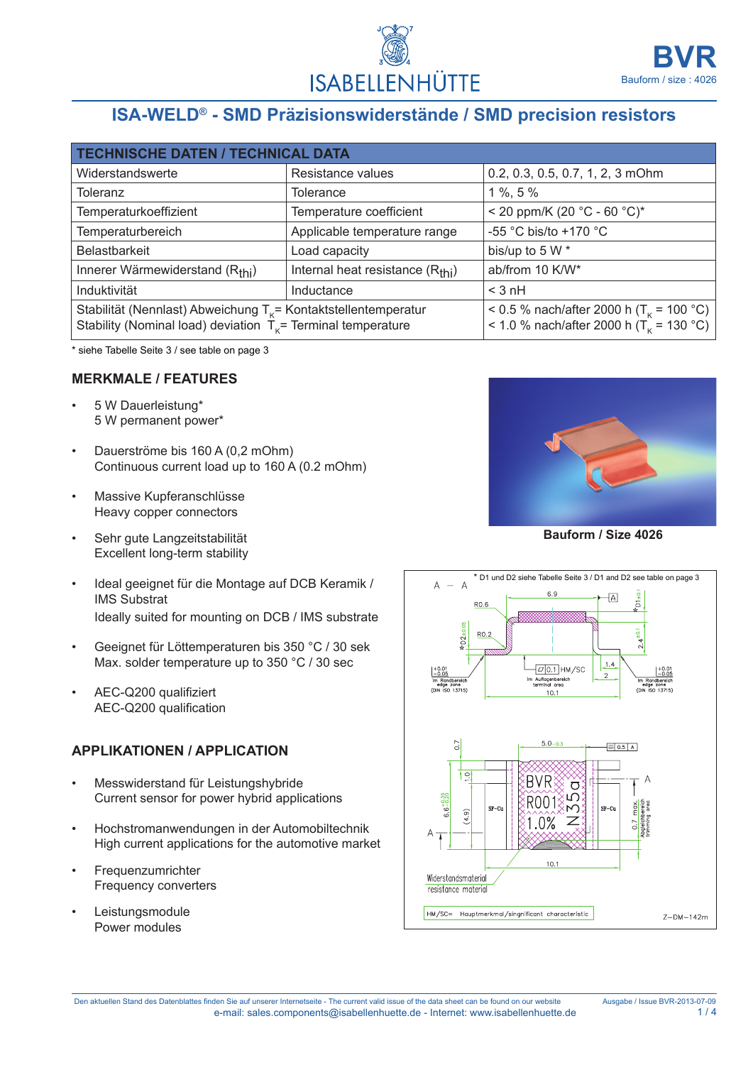ISABELLENHÜTTE

# BVR

Bauform / size : 4026

## ISA-WELD® - SMD Präzisionswiderstände / SMD precision resistors

| TECHNISCHE DATEN / TECHNICAL DATA | | |
|---|---|---|
| Widerstandswerte | Resistance values | 0.2, 0.3, 0.5, 0.7, 1, 2, 3 mOhm |
| Toleranz | Tolerance | 1 %, 5 % |
| Temperaturkoeffizient | Temperature coefficient | < 20 ppm/K (20 °C - 60 °C)* |
| Temperaturbereich | Applicable temperature range | -55 °C bis/to +170 °C |
| Belastbarkeit | Load capacity | bis/up to 5 W * |
| Innerer Wärmewiderstand ($R_{thi}$) | Internal heat resistance ($R_{thi}$) | ab/from 10 K/W* |
| Induktivität | Inductance | < 3 nH |
| Stabilität (Nennlast) Abweichung $T_K$= Kontaktstellentemperatur<br>Stability (Nominal load) deviation $T_K$= Terminal temperature | | < 0.5 % nach/after 2000 h ($T_K$ = 100 °C)<br>< 1.0 % nach/after 2000 h ($T_K$ = 130 °C) |

\* siehe Tabelle Seite 3 / see table on page 3

### MERKMALE / FEATURES

- 5 W Dauerleistung*
  5 W permanent power*
- Dauerströme bis 160 A (0,2 mOhm)
  Continuous current load up to 160 A (0.2 mOhm)
- Massive Kupferanschlüsse
  Heavy copper connectors
- Sehr gute Langzeitstabilität
  Excellent long-term stability
- Ideal geeignet für die Montage auf DCB Keramik / IMS Substrat
  Ideally suited for mounting on DCB / IMS substrate
- Geeignet für Löttemperaturen bis 350 °C / 30 sek
  Max. solder temperature up to 350 °C / 30 sec
- AEC-Q200 qualifiziert
  AEC-Q200 qualification

**Bauform / Size 4026**

\* D1 und D2 siehe Tabelle Seite 3 / D1 and D2 see table on page 3

### APPLIKATIONEN / APPLICATION

- Messwiderstand für Leistungshybride
  Current sensor for power hybrid applications
- Hochstromanwendungen in der Automobiltechnik
  High current applications for the automotive market
- Frequenzumrichter
  Frequency converters
- Leistungsmodule
  Power modules

Den aktuellen Stand des Datenblattes finden Sie auf unserer Internetseite - The current valid issue of the data sheet can be found on our website
e-mail: sales.components@isabellenhuette.de - Internet: www.isabellenhuette.de

Ausgabe / Issue BVR-2013-07-09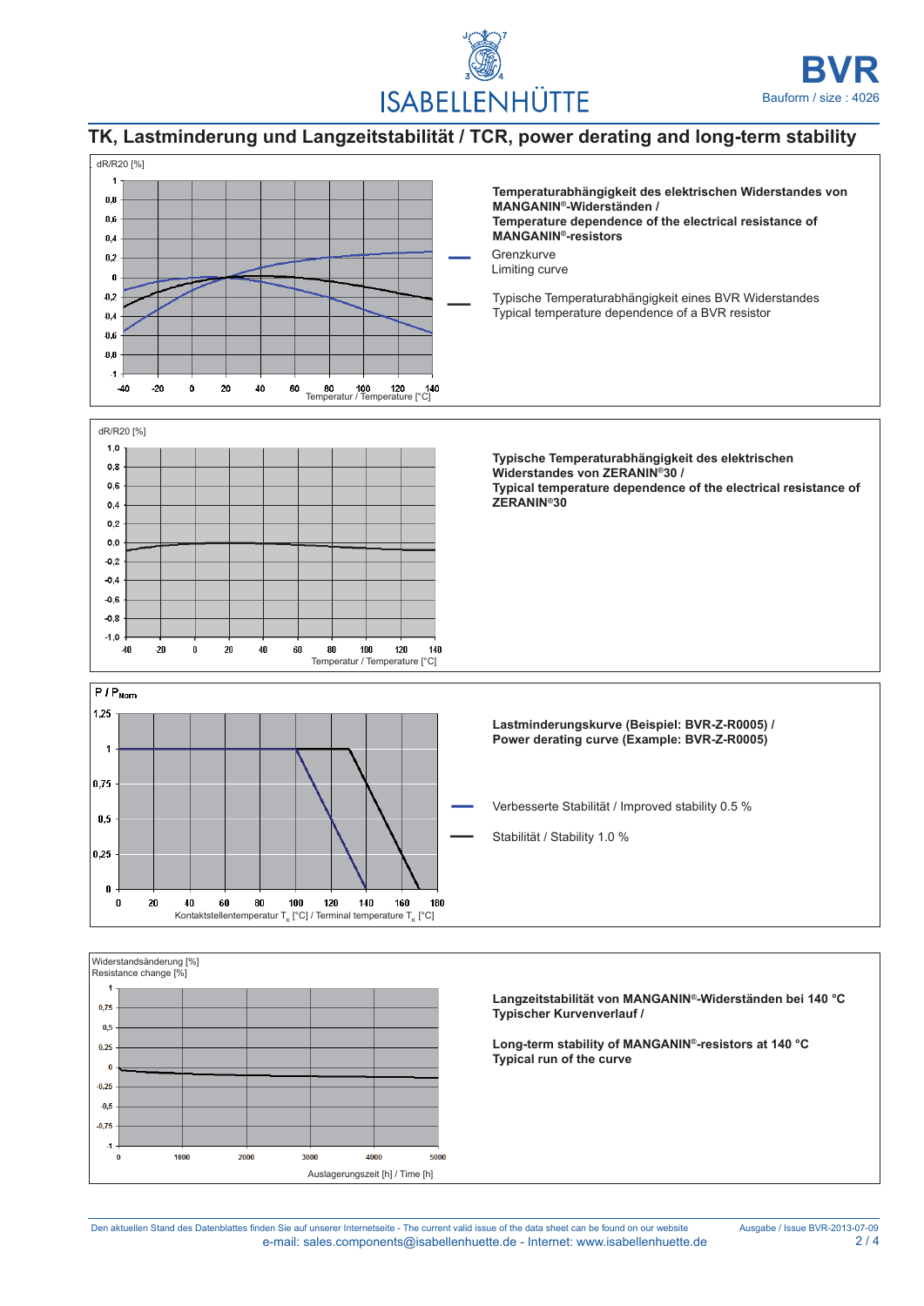## TK, Lastminderung und Langzeitstabilität / TCR, power derating and long-term stability

dR/R20 [%]

Temperatur / Temperature [°C]

**Temperaturabhängigkeit des elektrischen Widerstandes von MANGANIN®-Widerständen /**
**Temperature dependence of the electrical resistance of MANGANIN®-resistors**

Grenzkurve
Limiting curve

Typische Temperaturabhängigkeit eines BVR Widerstandes
Typical temperature dependence of a BVR resistor

dR/R20 [%]

Temperatur / Temperature [°C]

**Typische Temperaturabhängigkeit des elektrischen Widerstandes von ZERANIN®30 /**
**Typical temperature dependence of the electrical resistance of ZERANIN®30**

$P / P_{Nom}$

Kontaktstellentemperatur $T_K$ [°C] / Terminal temperature $T_K$ [°C]

**Lastminderungskurve (Beispiel: BVR-Z-R0005) /**
**Power derating curve (Example: BVR-Z-R0005)**

Verbesserte Stabilität / Improved stability 0.5 %

Stabilität / Stability 1.0 %

Widerstandsänderung [%]
Resistance change [%]

Auslagerungszeit [h] / Time [h]

**Langzeitstabilität von MANGANIN®-Widerständen bei 140 °C**
**Typischer Kurvenverlauf /**

**Long-term stability of MANGANIN®-resistors at 140 °C**
**Typical run of the curve**

Den aktuellen Stand des Datenblattes finden Sie auf unserer Internetseite - The current valid issue of the data sheet can be found on our website
e-mail: sales.components@isabellenhuette.de - Internet: www.isabellenhuette.de

Ausgabe / Issue BVR-2013-07-09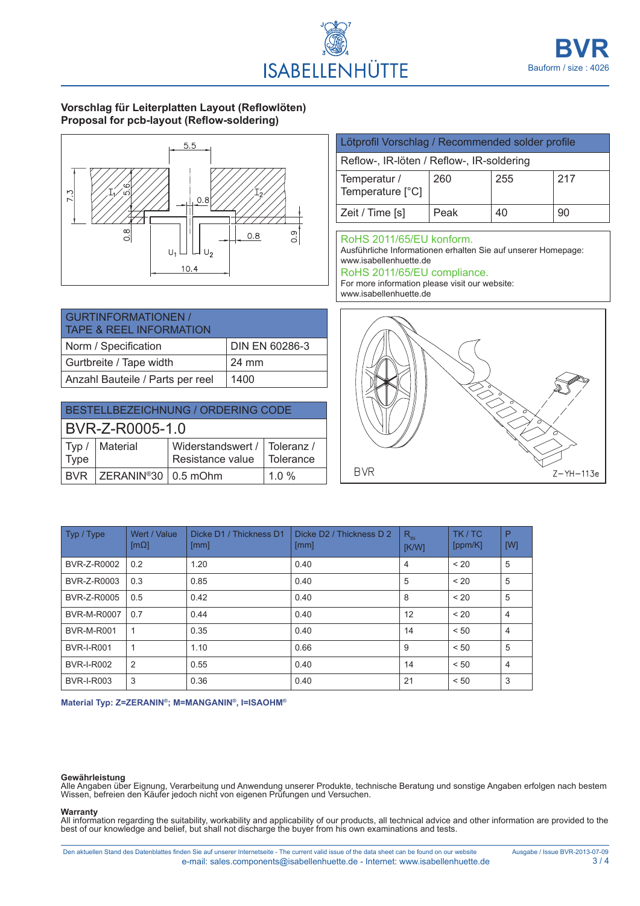**BVR**
Bauform / size : 4026

## Vorschlag für Leiterplatten Layout (Reflowlöten)
## Proposal for pcb-layout (Reflow-soldering)

| Lötprofil Vorschlag / Recommended solder profile | | | |
|---|---|---|---|
| Reflow-, IR-löten / Reflow-, IR-soldering | | | |
| Temperatur / Temperature [°C] | 260 | 255 | 217 |
| Zeit / Time [s] | Peak | 40 | 90 |

RoHS 2011/65/EU konform.
Ausführliche Informationen erhalten Sie auf unserer Homepage:
www.isabellenhuette.de

RoHS 2011/65/EU compliance.
For more information please visit our website:
www.isabellenhuette.de

| GURTINFORMATIONEN / TAPE & REEL INFORMATION | |
|---|---|
| Norm / Specification | DIN EN 60286-3 |
| Gurtbreite / Tape width | 24 mm |
| Anzahl Bauteile / Parts per reel | 1400 |

| BESTELLBEZEICHNUNG / ORDERING CODE | | | |
|---|---|---|---|
| BVR-Z-R0005-1.0 | | | |
| Typ / Type | Material | Widerstandswert / Resistance value | Toleranz / Tolerance |
| BVR | ZERANIN®30 | 0.5 mOhm | 1.0 % |

| Typ / Type | Wert / Value [mΩ] | Dicke D1 / Thickness D1 [mm] | Dicke D2 / Thickness D 2 [mm] | $R_{thi}$ [K/W] | TK / TC [ppm/K] | P [W] |
|---|---|---|---|---|---|---|
| BVR-Z-R0002 | 0.2 | 1.20 | 0.40 | 4 | < 20 | 5 |
| BVR-Z-R0003 | 0.3 | 0.85 | 0.40 | 5 | < 20 | 5 |
| BVR-Z-R0005 | 0.5 | 0.42 | 0.40 | 8 | < 20 | 5 |
| BVR-M-R0007 | 0.7 | 0.44 | 0.40 | 12 | < 20 | 4 |
| BVR-M-R001 | 1 | 0.35 | 0.40 | 14 | < 50 | 4 |
| BVR-I-R001 | 1 | 1.10 | 0.66 | 9 | < 50 | 5 |
| BVR-I-R002 | 2 | 0.55 | 0.40 | 14 | < 50 | 4 |
| BVR-I-R003 | 3 | 0.36 | 0.40 | 21 | < 50 | 3 |

**Material Typ: Z=ZERANIN®; M=MANGANIN®, I=ISAOHM®**

**Gewährleistung**
Alle Angaben über Eignung, Verarbeitung und Anwendung unserer Produkte, technische Beratung und sonstige Angaben erfolgen nach bestem Wissen, befreien den Käufer jedoch nicht von eigenen Prüfungen und Versuchen.

**Warranty**
All information regarding the suitability, workability and applicability of our products, all technical advice and other information are provided to the best of our knowledge and belief, but shall not discharge the buyer from his own examinations and tests.

Den aktuellen Stand des Datenblattes finden Sie auf unserer Internetseite - The current valid issue of the data sheet can be found on our website
e-mail: sales.components@isabellenhuette.de - Internet: www.isabellenhuette.de
Ausgabe / Issue BVR-2013-07-09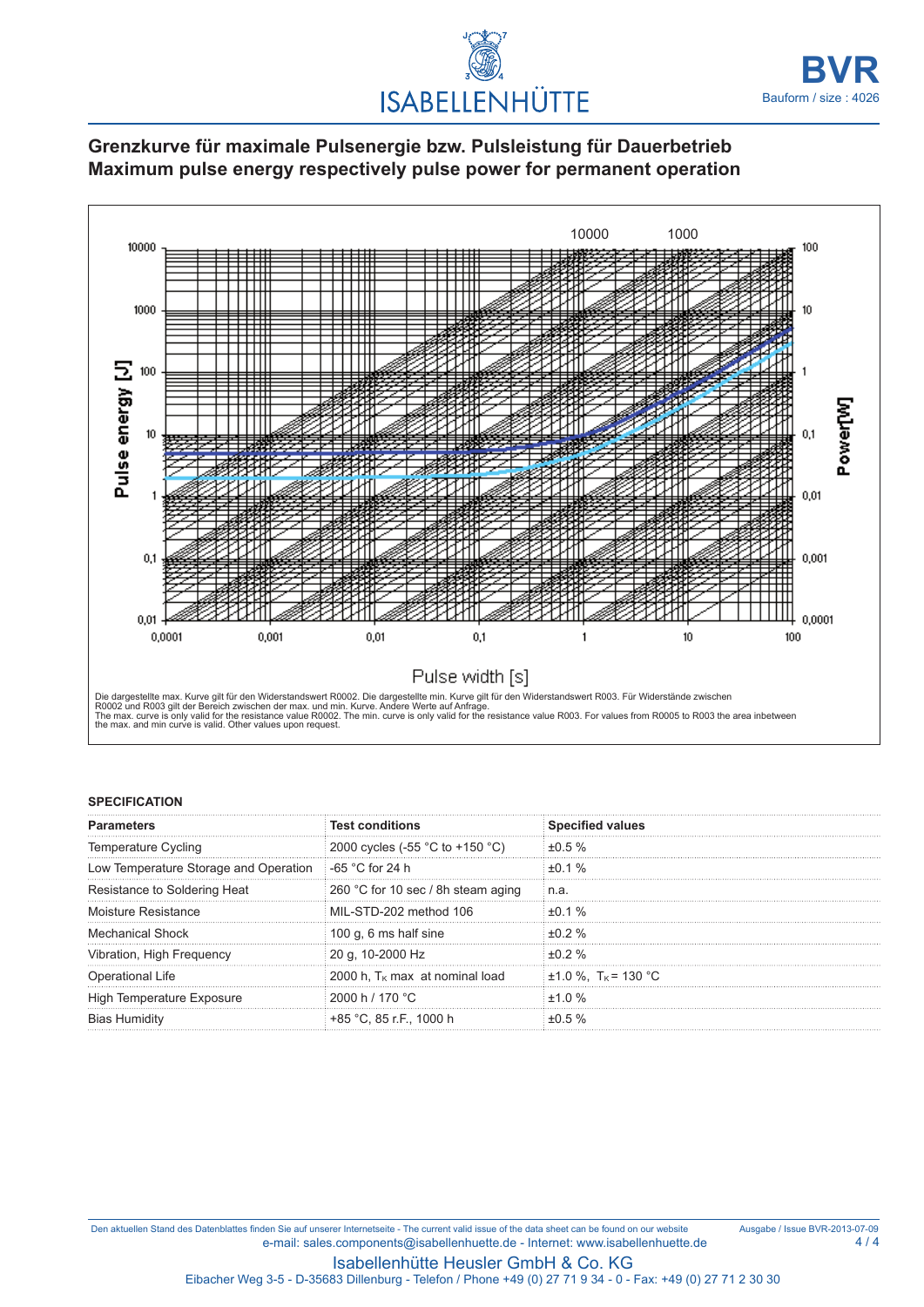# Grenzkurve für maximale Pulsenergie bzw. Pulsleistung für Dauerbetrieb
# Maximum pulse energy respectively pulse power for permanent operation

10000 1000

Pulse energy [J]

10000
1000
100
10
1
0,1
0,01

Power[W]

100
10
1
0,1
0,01
0,001
0,0001

0,0001 0,001 0,01 0,1 1 10 100

Pulse width [s]

Die dargestellte max. Kurve gilt für den Widerstandswert R0002. Die dargestellte min. Kurve gilt für den Widerstandswert R003. Für Widerstände zwischen R0002 und R003 gilt der Bereich zwischen der max. und min. Kurve. Andere Werte auf Anfrage.
The max. curve is only valid for the resistance value R0002. The min. curve is only valid for the resistance value R003. For values from R0005 to R003 the area inbetween the max. and min curve is valid. Other values upon request.

### SPECIFICATION

| Parameters | Test conditions | Specified values |
|---|---|---|
| Temperature Cycling | 2000 cycles (-55 °C to +150 °C) | ±0.5 % |
| Low Temperature Storage and Operation | -65 °C for 24 h | ±0.1 % |
| Resistance to Soldering Heat | 260 °C for 10 sec / 8h steam aging | n.a. |
| Moisture Resistance | MIL-STD-202 method 106 | ±0.1 % |
| Mechanical Shock | 100 g, 6 ms half sine | ±0.2 % |
| Vibration, High Frequency | 20 g, 10-2000 Hz | ±0.2 % |
| Operational Life | 2000 h, $T_K$ max at nominal load | ±1.0 %, $T_K$ = 130 °C |
| High Temperature Exposure | 2000 h / 170 °C | ±1.0 % |
| Bias Humidity | +85 °C, 85 r.F., 1000 h | ±0.5 % |